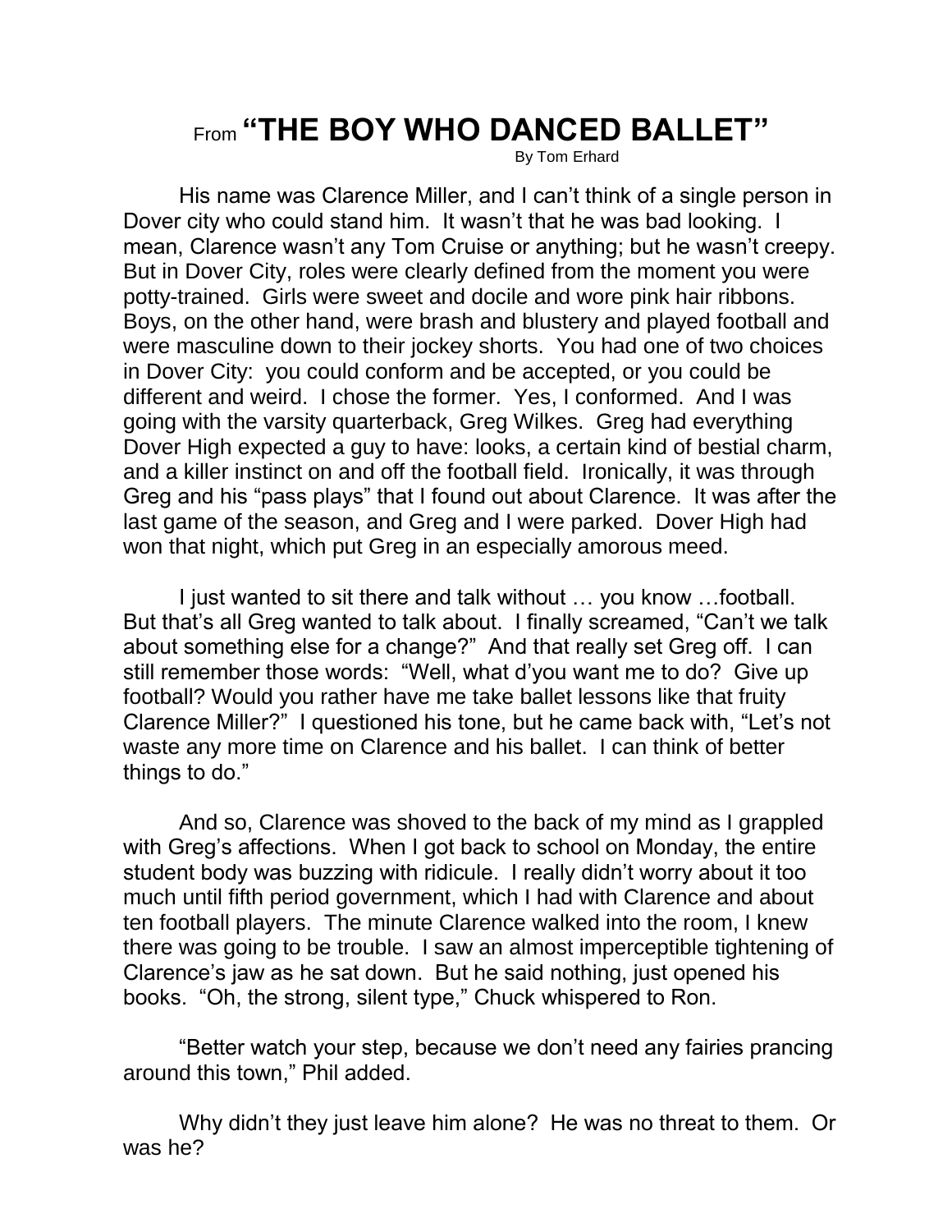# From "THE BOY WHO DANCED BALLET"

By Tom Erhard

His name was Clarence Miller, and I can't think of a single person in Dover city who could stand him. It wasn't that he was bad looking. I mean, Clarence wasn't any Tom Cruise or anything; but he wasn't creepy. But in Dover City, roles were clearly defined from the moment you were potty-trained. Girls were sweet and docile and wore pink hair ribbons. Boys, on the other hand, were brash and blustery and played football and were masculine down to their jockey shorts. You had one of two choices in Dover City: you could conform and be accepted, or you could be different and weird. I chose the former. Yes, I conformed. And I was going with the varsity quarterback, Greg Wilkes. Greg had everything Dover High expected a guy to have: looks, a certain kind of bestial charm, and a killer instinct on and off the football field. Ironically, it was through Greg and his "pass plays" that I found out about Clarence. It was after the last game of the season, and Greg and I were parked. Dover High had won that night, which put Greg in an especially amorous meed.

I just wanted to sit there and talk without … you know …football. But that's all Greg wanted to talk about. I finally screamed, "Can't we talk about something else for a change?" And that really set Greg off. I can still remember those words: "Well, what d'you want me to do? Give up football? Would you rather have me take ballet lessons like that fruity Clarence Miller?" I questioned his tone, but he came back with, "Let's not waste any more time on Clarence and his ballet. I can think of better things to do."

And so, Clarence was shoved to the back of my mind as I grappled with Greg's affections. When I got back to school on Monday, the entire student body was buzzing with ridicule. I really didn't worry about it too much until fifth period government, which I had with Clarence and about ten football players. The minute Clarence walked into the room, I knew there was going to be trouble. I saw an almost imperceptible tightening of Clarence's jaw as he sat down. But he said nothing, just opened his books. "Oh, the strong, silent type," Chuck whispered to Ron.

"Better watch your step, because we don't need any fairies prancing around this town," Phil added.

Why didn't they just leave him alone? He was no threat to them. Or was he?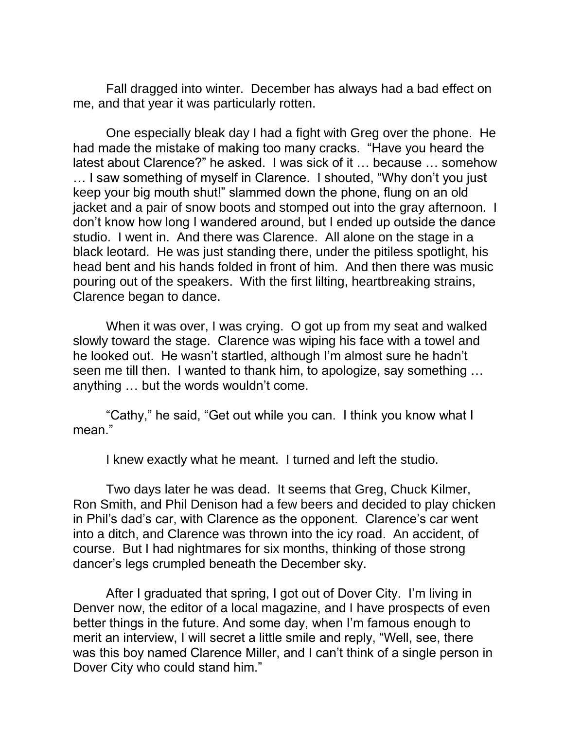Fall dragged into winter. December has always had a bad effect on me, and that year it was particularly rotten.

One especially bleak day I had a fight with Greg over the phone. He had made the mistake of making too many cracks. "Have you heard the latest about Clarence?" he asked. I was sick of it … because … somehow … I saw something of myself in Clarence. I shouted, "Why don't you just keep your big mouth shut!" slammed down the phone, flung on an old jacket and a pair of snow boots and stomped out into the gray afternoon. I don't know how long I wandered around, but I ended up outside the dance studio. I went in. And there was Clarence. All alone on the stage in a black leotard. He was just standing there, under the pitiless spotlight, his head bent and his hands folded in front of him. And then there was music pouring out of the speakers. With the first lilting, heartbreaking strains, Clarence began to dance.

When it was over, I was crying. O got up from my seat and walked slowly toward the stage. Clarence was wiping his face with a towel and he looked out. He wasn't startled, although I'm almost sure he hadn't seen me till then. I wanted to thank him, to apologize, say something … anything … but the words wouldn't come.

"Cathy," he said, "Get out while you can. I think you know what I mean."

I knew exactly what he meant. I turned and left the studio.

Two days later he was dead. It seems that Greg, Chuck Kilmer, Ron Smith, and Phil Denison had a few beers and decided to play chicken in Phil's dad's car, with Clarence as the opponent. Clarence's car went into a ditch, and Clarence was thrown into the icy road. An accident, of course. But I had nightmares for six months, thinking of those strong dancer's legs crumpled beneath the December sky.

After I graduated that spring, I got out of Dover City. I'm living in Denver now, the editor of a local magazine, and I have prospects of even better things in the future. And some day, when I'm famous enough to merit an interview, I will secret a little smile and reply, "Well, see, there was this boy named Clarence Miller, and I can't think of a single person in Dover City who could stand him."